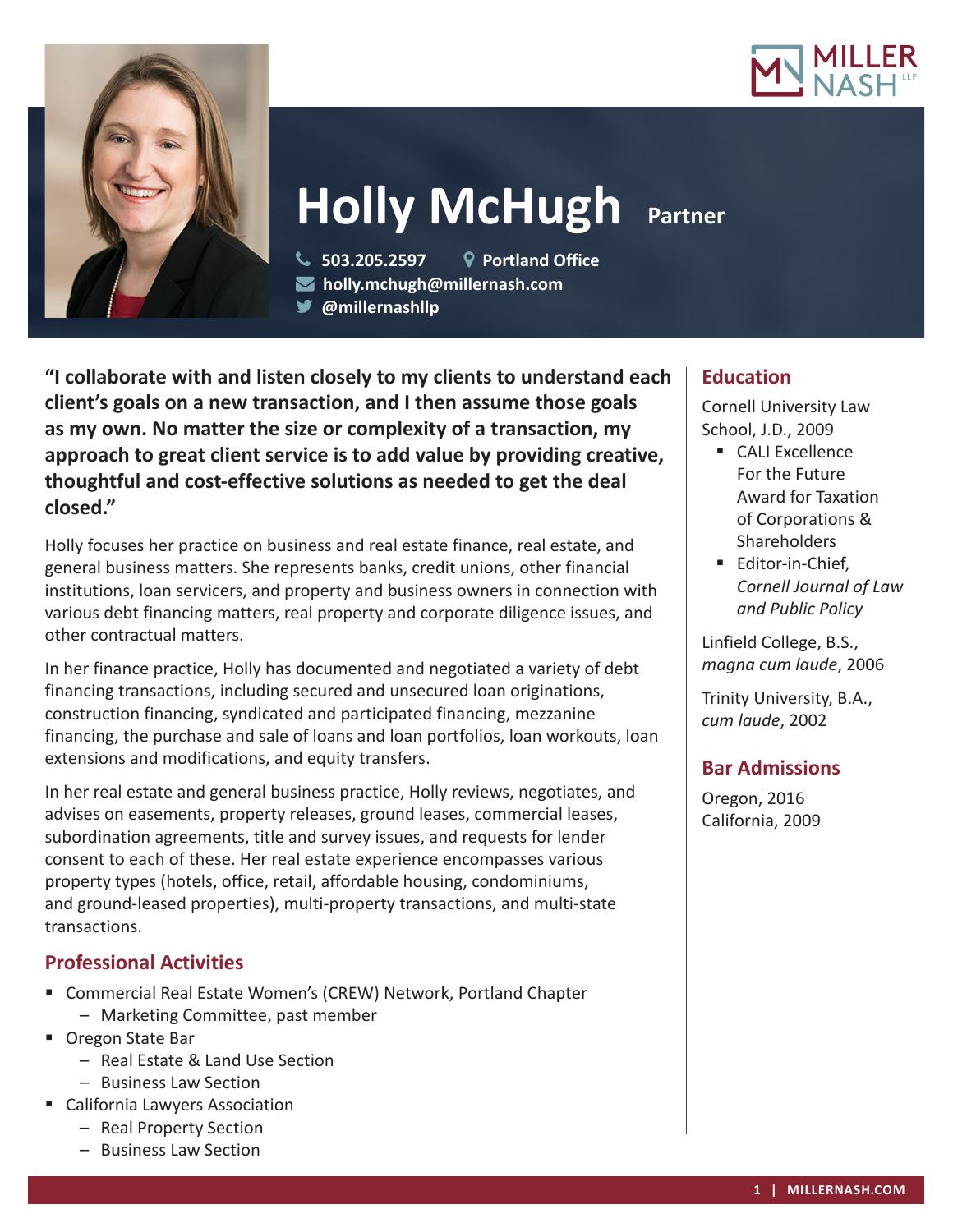# Holly McHugh Partner

503.205.2597 Portland Office
holly.mchugh@millernash.com
@millernashllp

**"I collaborate with and listen closely to my clients to understand each client's goals on a new transaction, and I then assume those goals as my own. No matter the size or complexity of a transaction, my approach to great client service is to add value by providing creative, thoughtful and cost-effective solutions as needed to get the deal closed."**

Holly focuses her practice on business and real estate finance, real estate, and general business matters. She represents banks, credit unions, other financial institutions, loan servicers, and property and business owners in connection with various debt financing matters, real property and corporate diligence issues, and other contractual matters.

In her finance practice, Holly has documented and negotiated a variety of debt financing transactions, including secured and unsecured loan originations, construction financing, syndicated and participated financing, mezzanine financing, the purchase and sale of loans and loan portfolios, loan workouts, loan extensions and modifications, and equity transfers.

In her real estate and general business practice, Holly reviews, negotiates, and advises on easements, property releases, ground leases, commercial leases, subordination agreements, title and survey issues, and requests for lender consent to each of these. Her real estate experience encompasses various property types (hotels, office, retail, affordable housing, condominiums, and ground-leased properties), multi-property transactions, and multi-state transactions.

## Professional Activities

- Commercial Real Estate Women's (CREW) Network, Portland Chapter
  - Marketing Committee, past member
- Oregon State Bar
  - Real Estate & Land Use Section
  - Business Law Section
- California Lawyers Association
  - Real Property Section
  - Business Law Section

## Education

Cornell University Law School, J.D., 2009

- CALI Excellence For the Future Award for Taxation of Corporations & Shareholders
- Editor-in-Chief, *Cornell Journal of Law and Public Policy*

Linfield College, B.S., *magna cum laude*, 2006

Trinity University, B.A., *cum laude*, 2002

## Bar Admissions

Oregon, 2016
California, 2009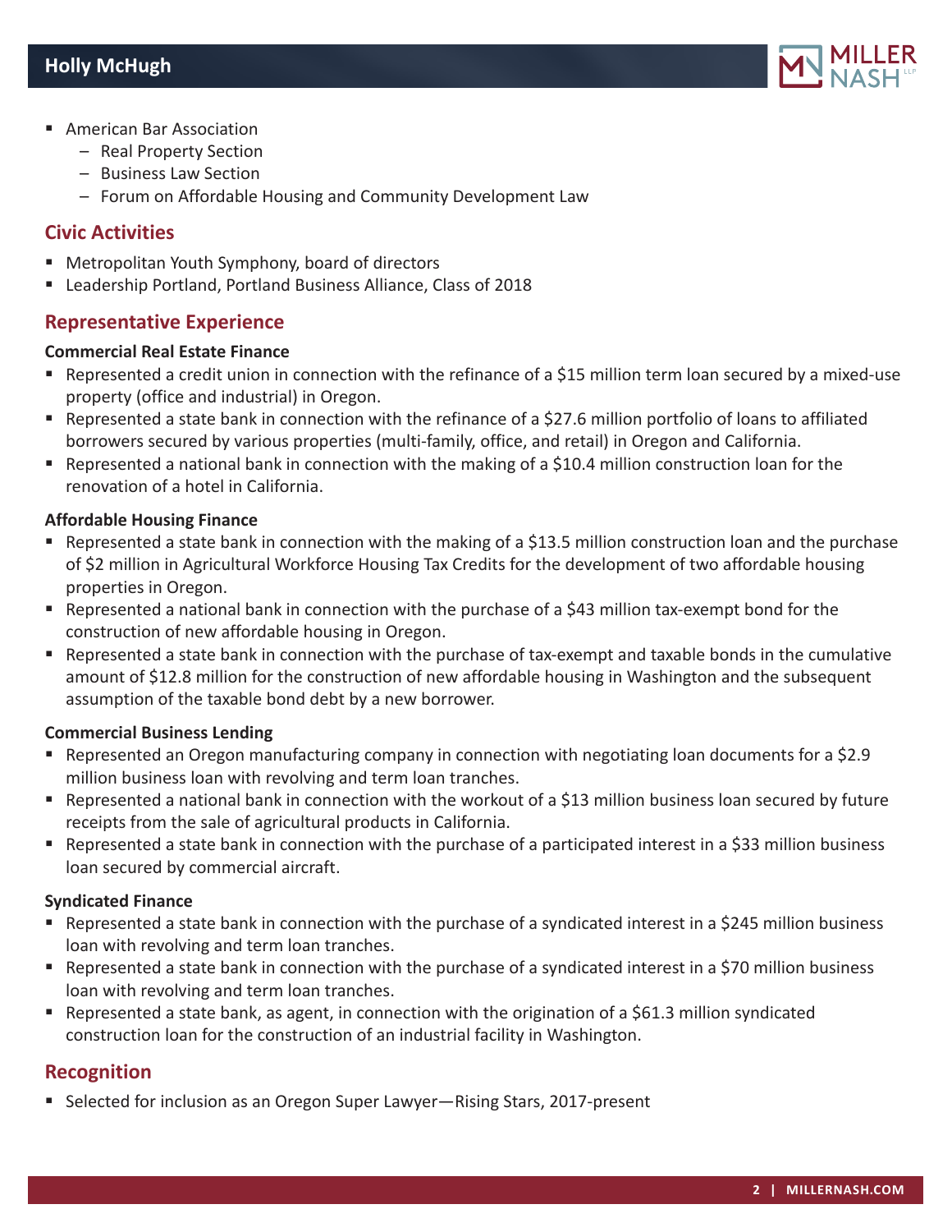- American Bar Association
  - Real Property Section
  - Business Law Section
  - Forum on Affordable Housing and Community Development Law

## Civic Activities

- Metropolitan Youth Symphony, board of directors
- Leadership Portland, Portland Business Alliance, Class of 2018

## Representative Experience

**Commercial Real Estate Finance**

- Represented a credit union in connection with the refinance of a $15 million term loan secured by a mixed-use property (office and industrial) in Oregon.
- Represented a state bank in connection with the refinance of a $27.6 million portfolio of loans to affiliated borrowers secured by various properties (multi-family, office, and retail) in Oregon and California.
- Represented a national bank in connection with the making of a $10.4 million construction loan for the renovation of a hotel in California.

**Affordable Housing Finance**

- Represented a state bank in connection with the making of a $13.5 million construction loan and the purchase of $2 million in Agricultural Workforce Housing Tax Credits for the development of two affordable housing properties in Oregon.
- Represented a national bank in connection with the purchase of a $43 million tax-exempt bond for the construction of new affordable housing in Oregon.
- Represented a state bank in connection with the purchase of tax-exempt and taxable bonds in the cumulative amount of $12.8 million for the construction of new affordable housing in Washington and the subsequent assumption of the taxable bond debt by a new borrower.

**Commercial Business Lending**

- Represented an Oregon manufacturing company in connection with negotiating loan documents for a $2.9 million business loan with revolving and term loan tranches.
- Represented a national bank in connection with the workout of a $13 million business loan secured by future receipts from the sale of agricultural products in California.
- Represented a state bank in connection with the purchase of a participated interest in a $33 million business loan secured by commercial aircraft.

**Syndicated Finance**

- Represented a state bank in connection with the purchase of a syndicated interest in a $245 million business loan with revolving and term loan tranches.
- Represented a state bank in connection with the purchase of a syndicated interest in a $70 million business loan with revolving and term loan tranches.
- Represented a state bank, as agent, in connection with the origination of a $61.3 million syndicated construction loan for the construction of an industrial facility in Washington.

## Recognition

- Selected for inclusion as an Oregon Super Lawyer—Rising Stars, 2017-present